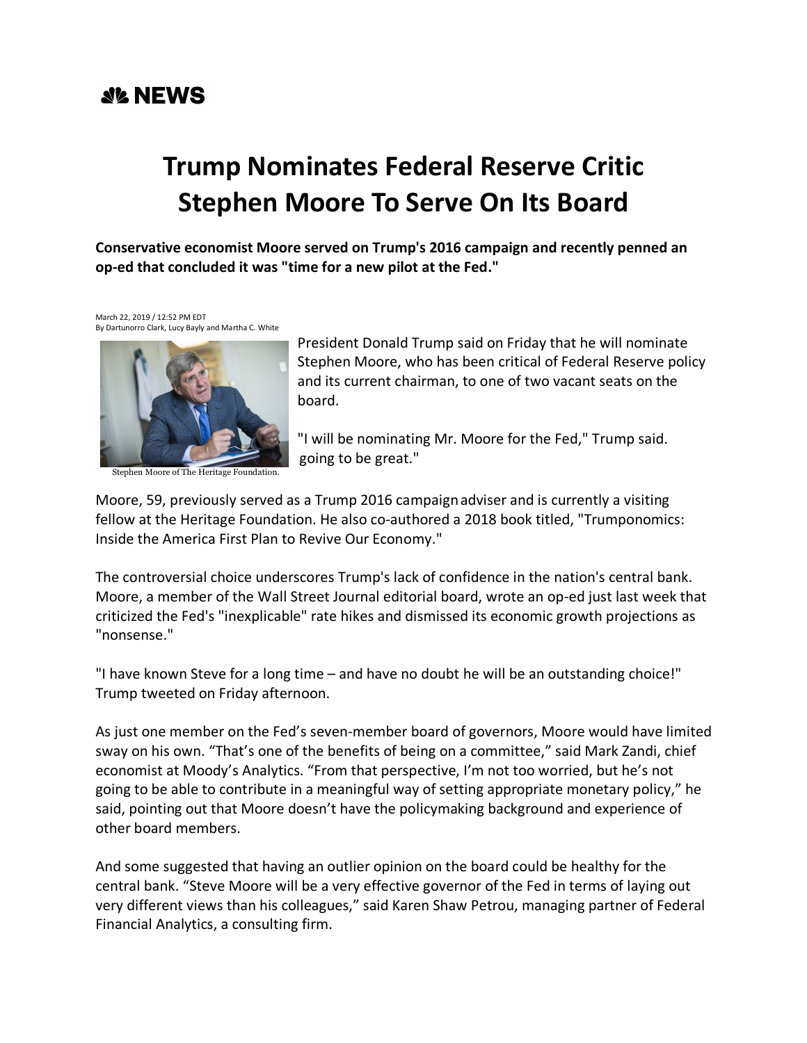# Trump Nominates Federal Reserve Critic Stephen Moore To Serve On Its Board

**Conservative economist Moore served on Trump's 2016 campaign and recently penned an op-ed that concluded it was "time for a new pilot at the Fed."**

March 22, 2019 / 12:52 PM EDT
By Dartunorro Clark, Lucy Bayly and Martha C. White

Stephen Moore of The Heritage Foundation.

President Donald Trump said on Friday that he will nominate Stephen Moore, who has been critical of Federal Reserve policy and its current chairman, to one of two vacant seats on the board.

"I will be nominating Mr. Moore for the Fed," Trump said. going to be great."

Moore, 59, previously served as a Trump 2016 campaign adviser and is currently a visiting fellow at the Heritage Foundation. He also co-authored a 2018 book titled, "Trumponomics: Inside the America First Plan to Revive Our Economy."

The controversial choice underscores Trump's lack of confidence in the nation's central bank. Moore, a member of the Wall Street Journal editorial board, wrote an op-ed just last week that criticized the Fed's "inexplicable" rate hikes and dismissed its economic growth projections as "nonsense."

"I have known Steve for a long time – and have no doubt he will be an outstanding choice!" Trump tweeted on Friday afternoon.

As just one member on the Fed's seven-member board of governors, Moore would have limited sway on his own. "That's one of the benefits of being on a committee," said Mark Zandi, chief economist at Moody's Analytics. "From that perspective, I'm not too worried, but he's not going to be able to contribute in a meaningful way of setting appropriate monetary policy," he said, pointing out that Moore doesn't have the policymaking background and experience of other board members.

And some suggested that having an outlier opinion on the board could be healthy for the central bank. "Steve Moore will be a very effective governor of the Fed in terms of laying out very different views than his colleagues," said Karen Shaw Petrou, managing partner of Federal Financial Analytics, a consulting firm.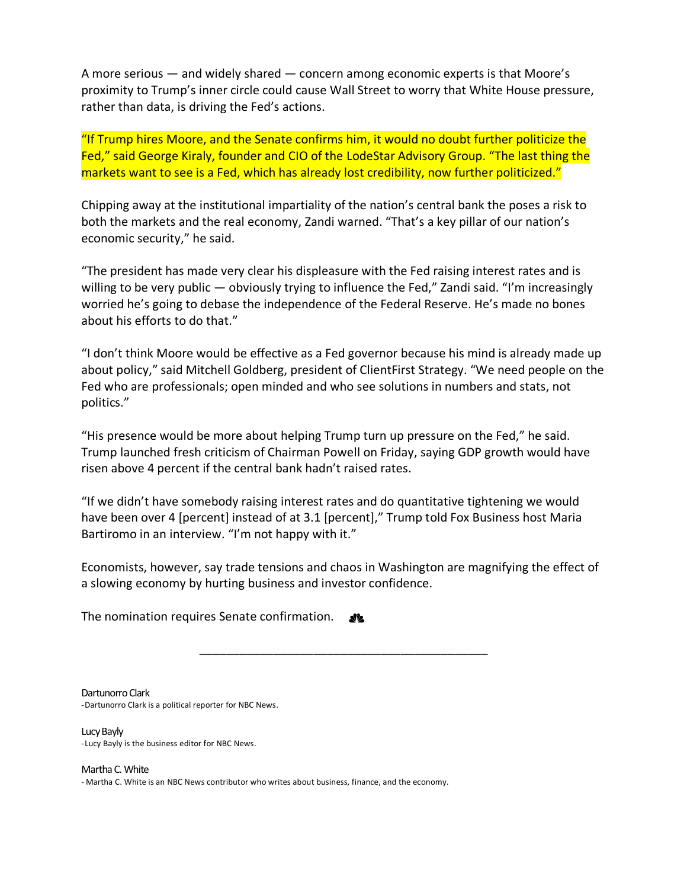A more serious — and widely shared — concern among economic experts is that Moore's proximity to Trump's inner circle could cause Wall Street to worry that White House pressure, rather than data, is driving the Fed's actions.

"If Trump hires Moore, and the Senate confirms him, it would no doubt further politicize the Fed," said George Kiraly, founder and CIO of the LodeStar Advisory Group. "The last thing the markets want to see is a Fed, which has already lost credibility, now further politicized."

Chipping away at the institutional impartiality of the nation's central bank the poses a risk to both the markets and the real economy, Zandi warned. "That's a key pillar of our nation's economic security," he said.

"The president has made very clear his displeasure with the Fed raising interest rates and is willing to be very public — obviously trying to influence the Fed," Zandi said. "I'm increasingly worried he's going to debase the independence of the Federal Reserve. He's made no bones about his efforts to do that."

"I don't think Moore would be effective as a Fed governor because his mind is already made up about policy," said Mitchell Goldberg, president of ClientFirst Strategy. "We need people on the Fed who are professionals; open minded and who see solutions in numbers and stats, not politics."

"His presence would be more about helping Trump turn up pressure on the Fed," he said. Trump launched fresh criticism of Chairman Powell on Friday, saying GDP growth would have risen above 4 percent if the central bank hadn't raised rates.

"If we didn't have somebody raising interest rates and do quantitative tightening we would have been over 4 [percent] instead of at 3.1 [percent]," Trump told Fox Business host Maria Bartiromo in an interview. "I'm not happy with it."

Economists, however, say trade tensions and chaos in Washington are magnifying the effect of a slowing economy by hurting business and investor confidence.

The nomination requires Senate confirmation.

---

Dartunorro Clark
-Dartunorro Clark is a political reporter for NBC News.

Lucy Bayly
-Lucy Bayly is the business editor for NBC News.

Martha C. White
- Martha C. White is an NBC News contributor who writes about business, finance, and the economy.